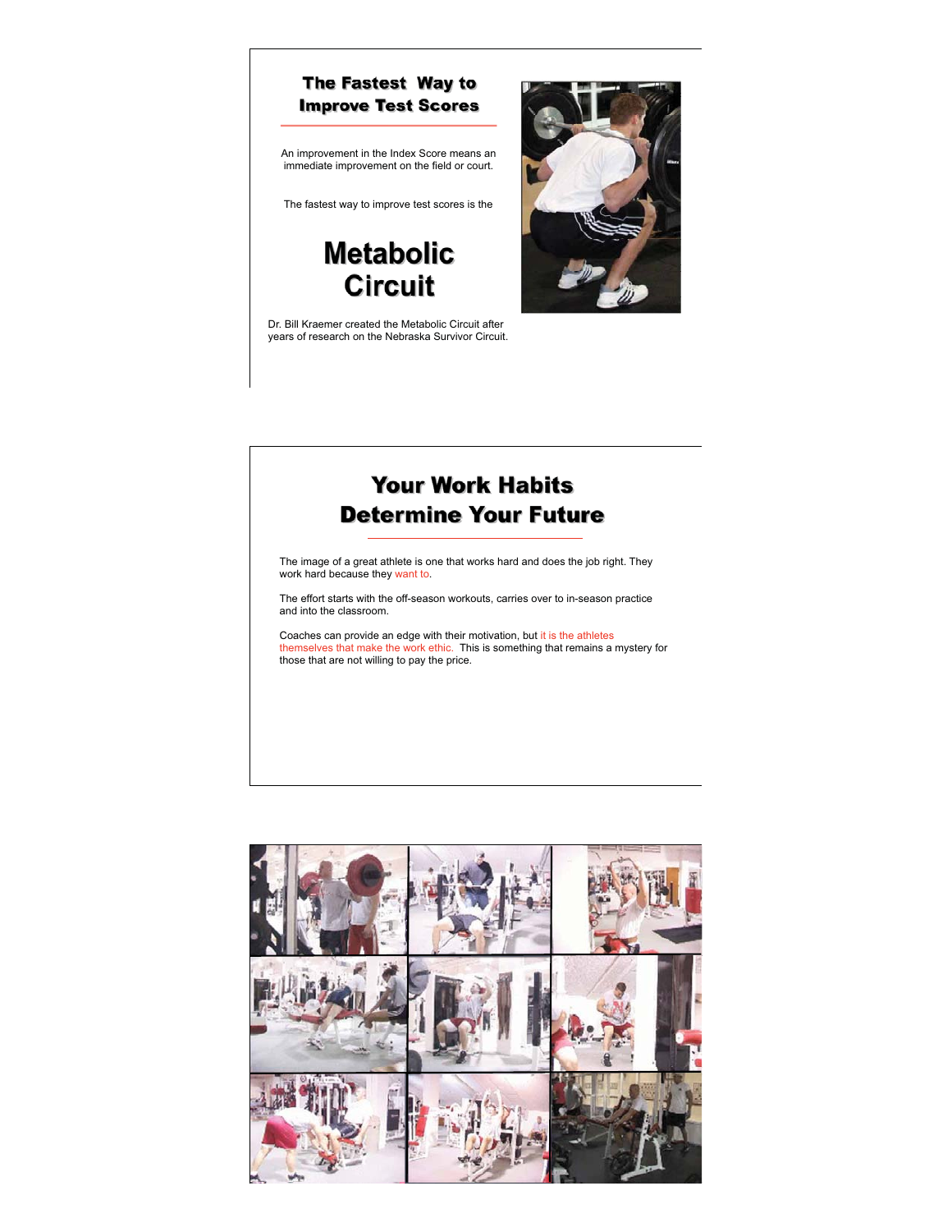## The Fastest Way to Improve Test Scores

An improvement in the Index Score means an immediate improvement on the field or court.

The fastest way to improve test scores is the

# Metabolic Circuit

Dr. Bill Kraemer created the Metabolic Circuit after years of research on the Nebraska Survivor Circuit.

## Your Work Habits Determine Your Future

The image of a great athlete is one that works hard and does the job right. They work hard because they want to.

The effort starts with the off-season workouts, carries over to in-season practice and into the classroom.

Coaches can provide an edge with their motivation, but it is the athletes themselves that make the work ethic. This is something that remains a mystery for those that are not willing to pay the price.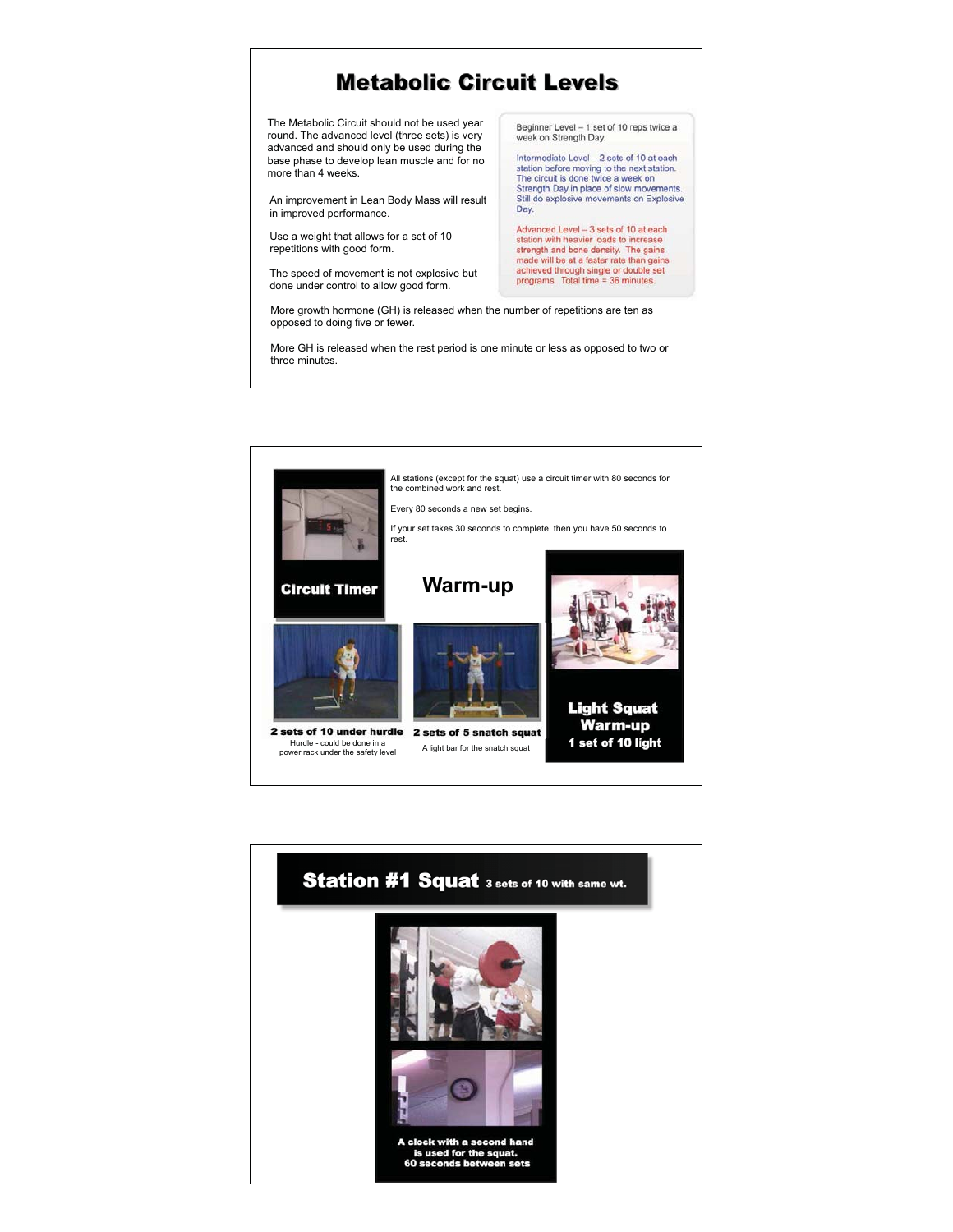# Metabolic Circuit Levels

The Metabolic Circuit should not be used year round. The advanced level (three sets) is very advanced and should only be used during the base phase to develop lean muscle and for no more than 4 weeks.

An improvement in Lean Body Mass will result in improved performance.

Use a weight that allows for a set of 10 repetitions with good form.

The speed of movement is not explosive but done under control to allow good form.

Beginner Level – 1 set of 10 reps twice a week on Strength Day.

Intermediate Level – 2 sets of 10 at each station before moving to the next station. The circuit is done twice a week on Strength Day in place of slow movements. Still do explosive movements on Explosive Day.

Advanced Level – 3 sets of 10 at each station with heavier loads to increase strength and bone density. The gains made will be at a faster rate than gains achieved through single or double set programs. Total time = 36 minutes.

More growth hormone (GH) is released when the number of repetitions are ten as opposed to doing five or fewer.

More GH is released when the rest period is one minute or less as opposed to two or three minutes.

---

**Circuit Timer**

All stations (except for the squat) use a circuit timer with 80 seconds for the combined work and rest.

Every 80 seconds a new set begins.

If your set takes 30 seconds to complete, then you have 50 seconds to rest.

## Warm-up

**2 sets of 10 under hurdle**
Hurdle - could be done in a power rack under the safety level

**2 sets of 5 snatch squat**
A light bar for the snatch squat

**Light Squat Warm-up**
**1 set of 10 light**

---

## Station #1 Squat 3 sets of 10 with same wt.

**A clock with a second hand is used for the squat. 60 seconds between sets**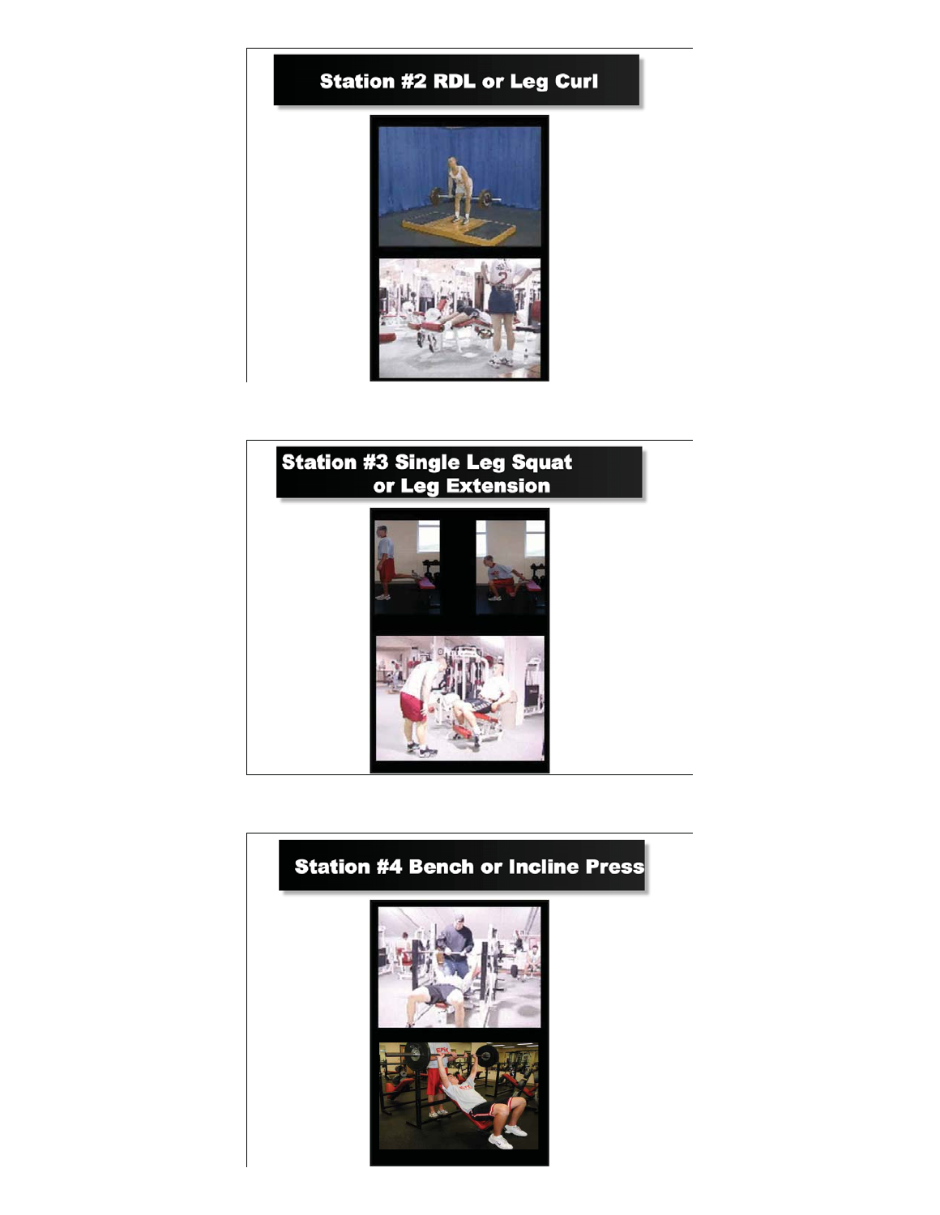## Station #2 RDL or Leg Curl

## Station #3 Single Leg Squat or Leg Extension

## Station #4 Bench or Incline Press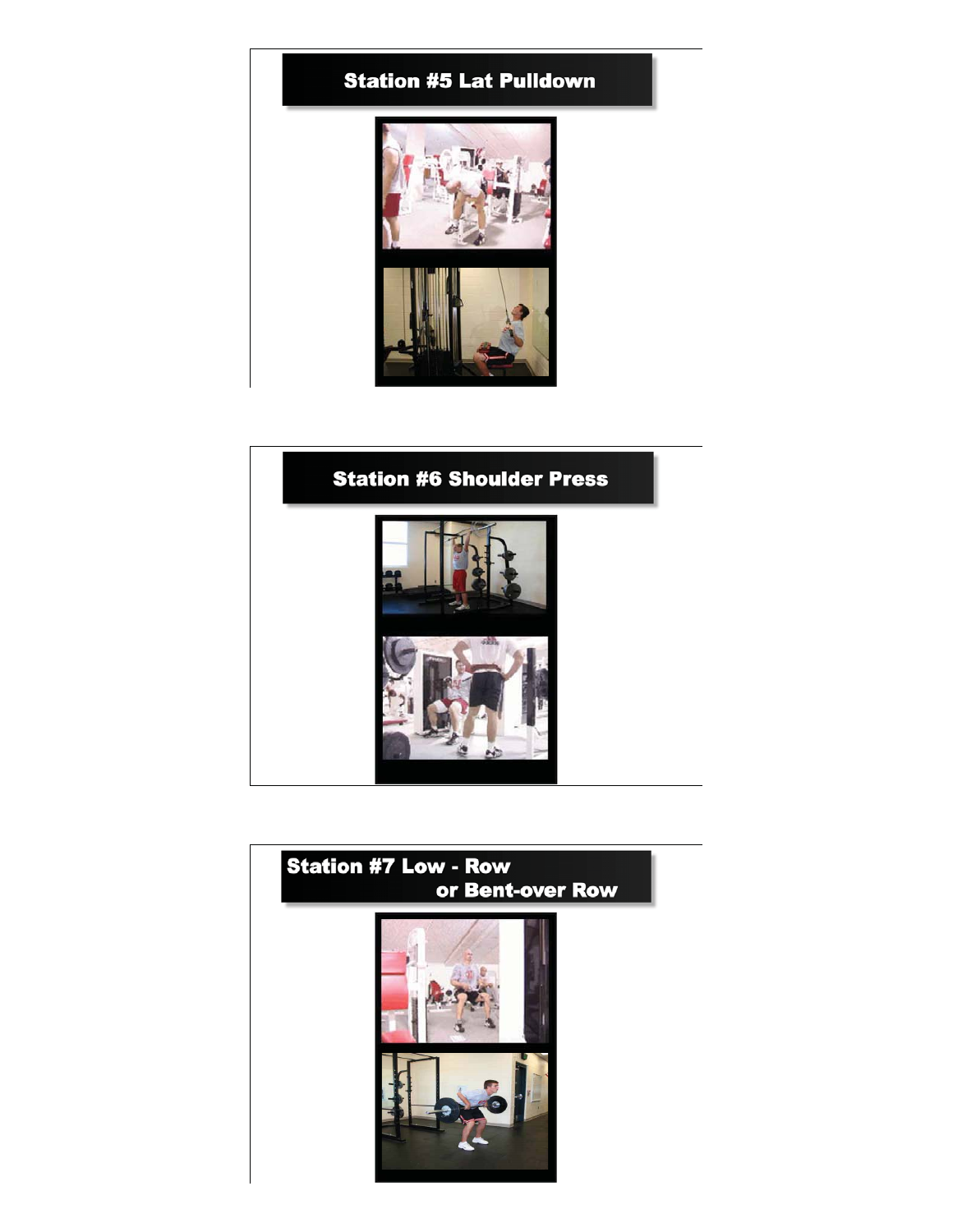## Station #5 Lat Pulldown

## Station #6 Shoulder Press

## Station #7 Low - Row or Bent-over Row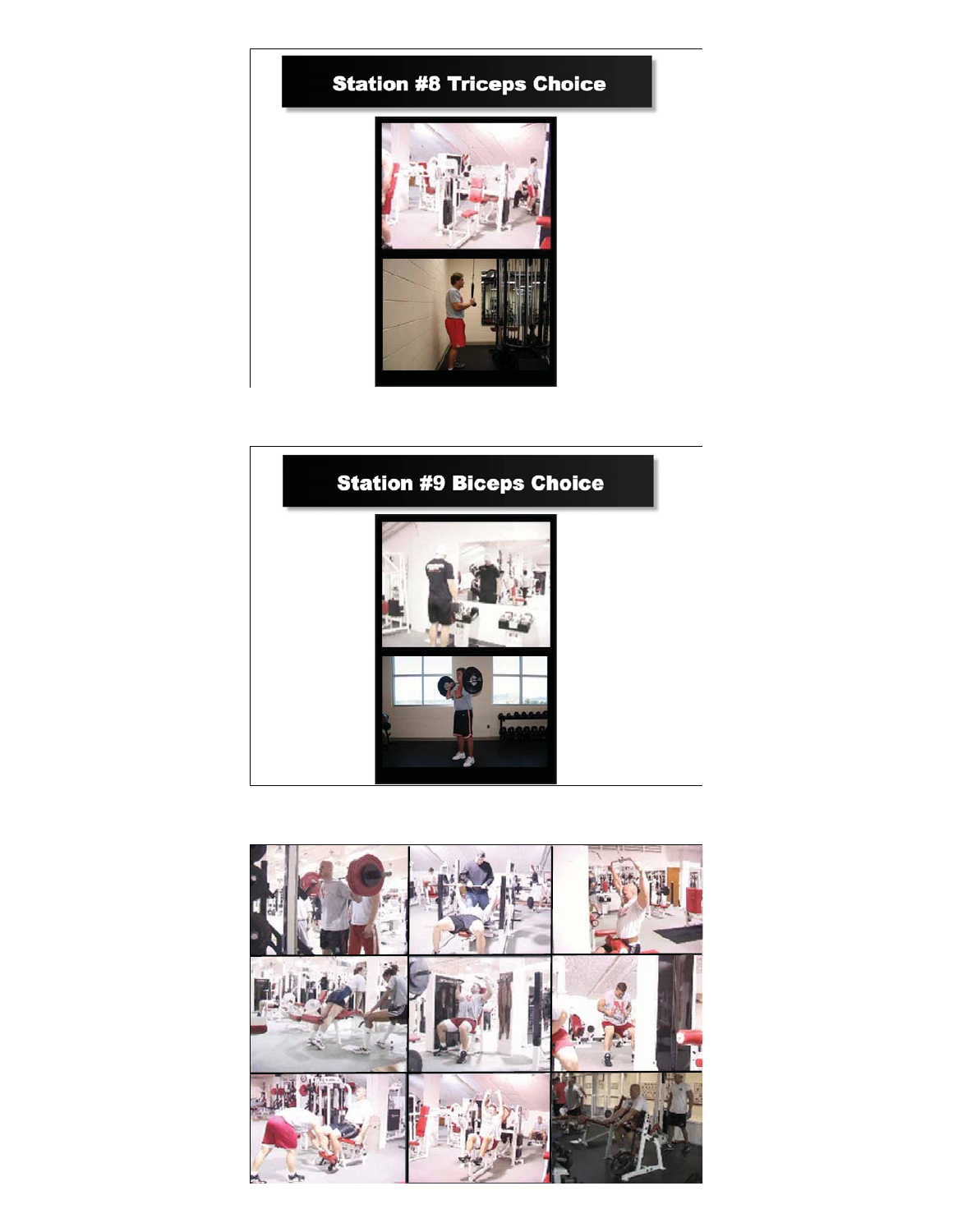## Station #8 Triceps Choice

## Station #9 Biceps Choice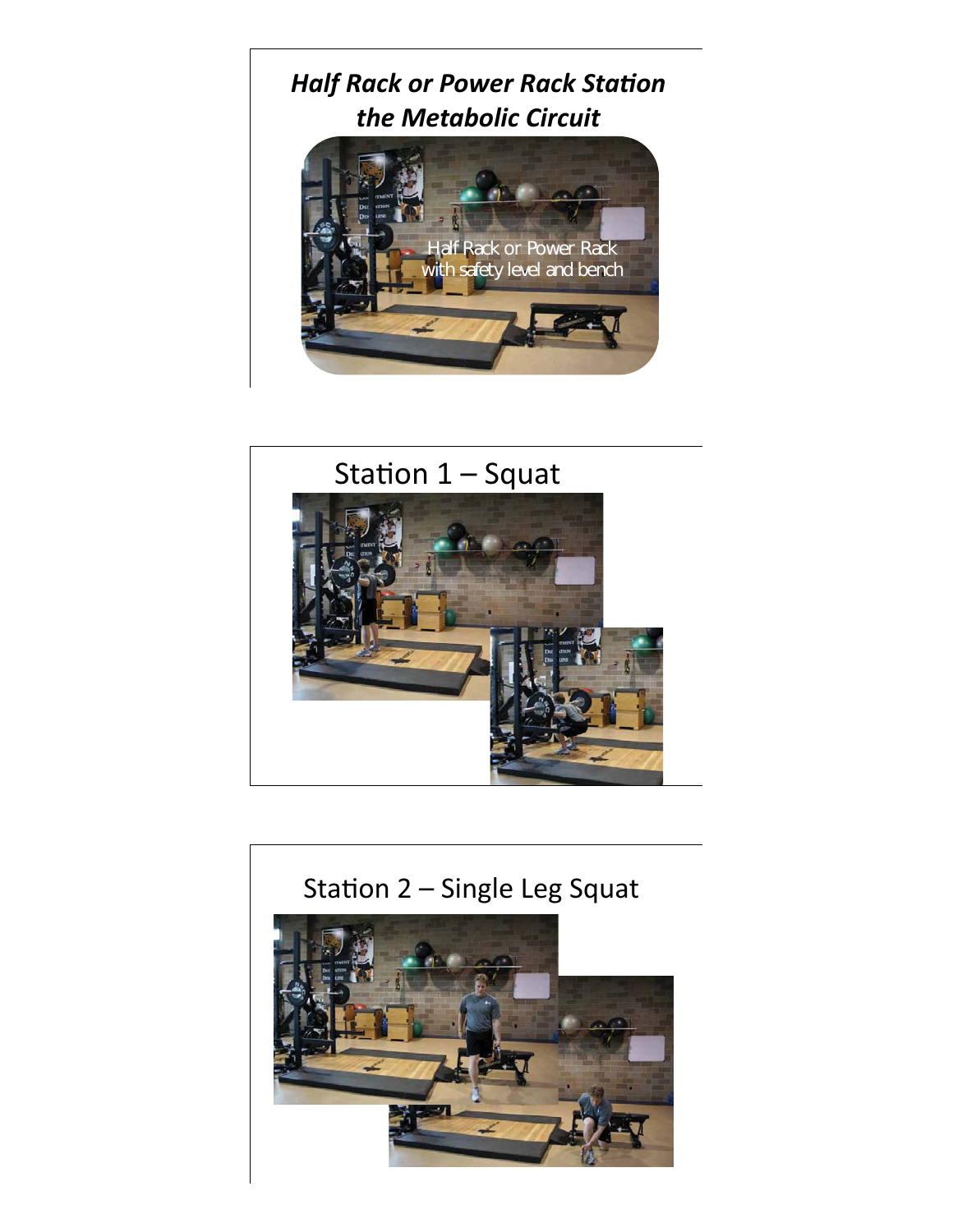## *Half Rack or Power Rack Station the Metabolic Circuit*

Half Rack or Power Rack with safety level and bench

## Station 1 – Squat

## Station 2 – Single Leg Squat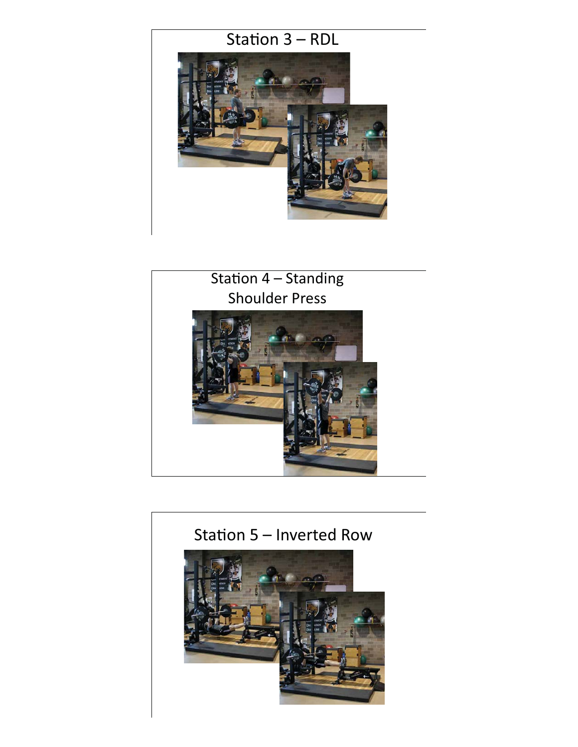## Station 3 – RDL

## Station 4 – Standing Shoulder Press

## Station 5 – Inverted Row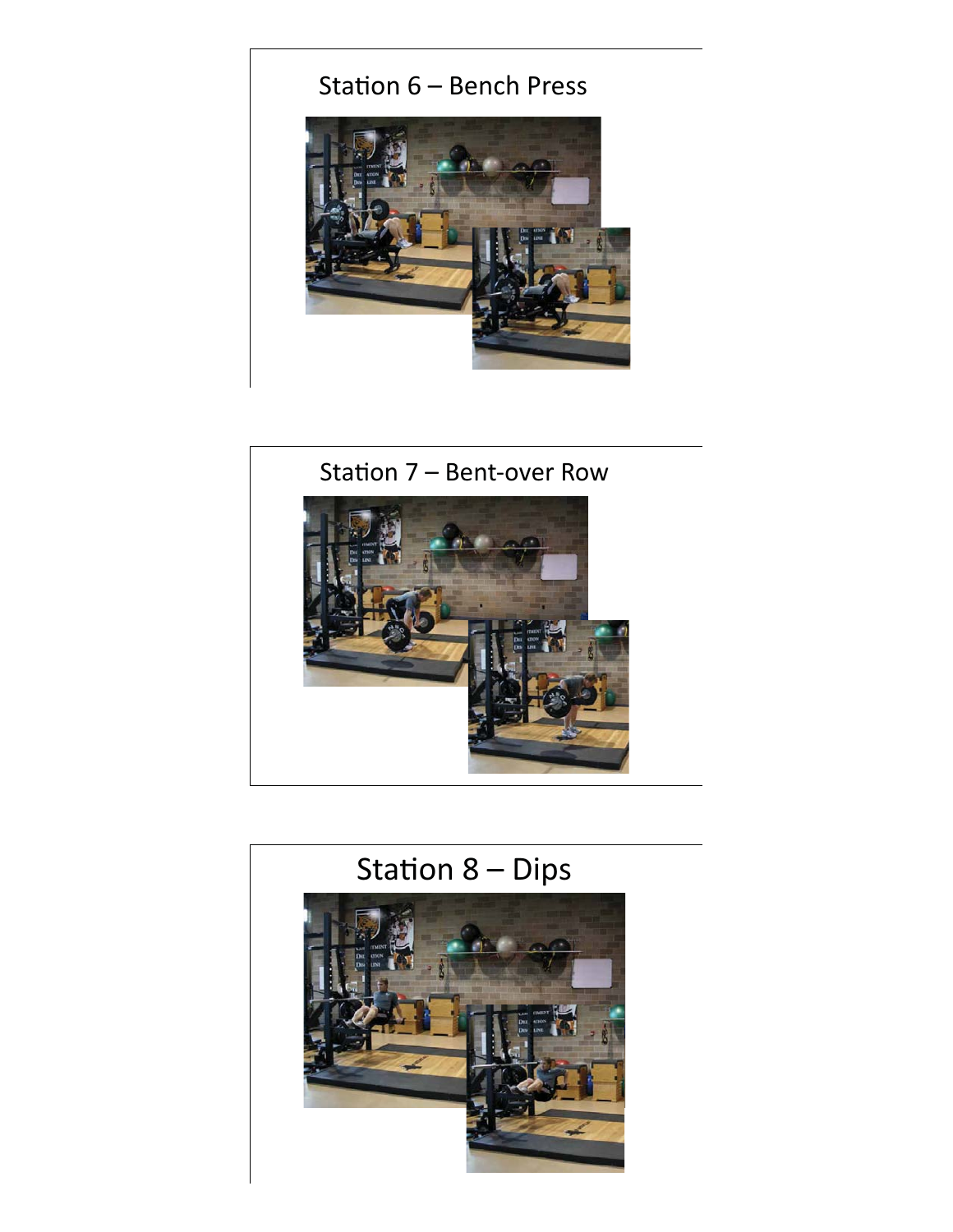## Station 6 – Bench Press

## Station 7 – Bent-over Row

## Station 8 – Dips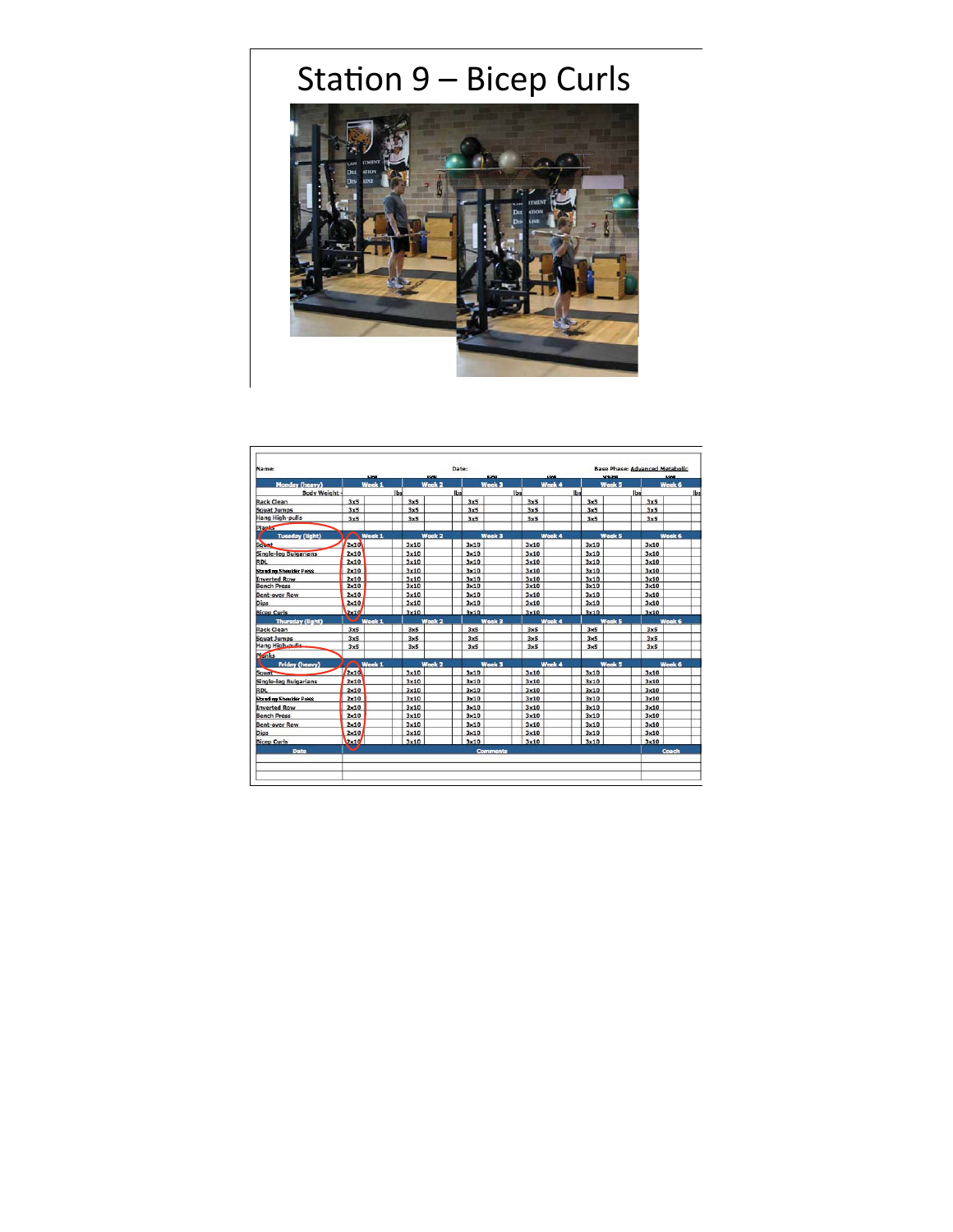# Station 9 – Bicep Curls

| Name: | | Date: | | Base Phase: Advanced Metabolic | |
|---|---|---|---|---|---|
| **Monday (heavy)** | **Week 1** | **Week 2** | **Week 3** | **Week 4** | **Week 5** | **Week 6** |
| Body Weight - | lbs | lbs | lbs | lbs | lbs | lbs |
| Rack Clean | 3x5 | 3x5 | 3x5 | 3x5 | 3x5 | 3x5 |
| Squat Jumps | 3x5 | 3x5 | 3x5 | 3x5 | 3x5 | 3x5 |
| Hang High-pulls | 3x5 | 3x5 | 3x5 | 3x5 | 3x5 | 3x5 |
| Planks | | | | | | |
| **Tuesday (light)** | **Week 1** | **Week 2** | **Week 3** | **Week 4** | **Week 5** | **Week 6** |
| Squat | 2x10 | 3x10 | 3x10 | 3x10 | 3x10 | 3x10 |
| Single-leg Bulgarians | 2x10 | 3x10 | 3x10 | 3x10 | 3x10 | 3x10 |
| RDL | 2x10 | 3x10 | 3x10 | 3x10 | 3x10 | 3x10 |
| Standing Shoulder Press | 2x10 | 3x10 | 3x10 | 3x10 | 3x10 | 3x10 |
| Inverted Row | 2x10 | 3x10 | 3x10 | 3x10 | 3x10 | 3x10 |
| Bench Press | 2x10 | 3x10 | 3x10 | 3x10 | 3x10 | 3x10 |
| Bent-over Row | 2x10 | 3x10 | 3x10 | 3x10 | 3x10 | 3x10 |
| Dips | 2x10 | 3x10 | 3x10 | 3x10 | 3x10 | 3x10 |
| Bicep Curls | 2x10 | 3x10 | 3x10 | 3x10 | 3x10 | 3x10 |
| **Thursday (light)** | **Week 1** | **Week 2** | **Week 3** | **Week 4** | **Week 5** | **Week 6** |
| Rack Clean | 3x5 | 3x5 | 3x5 | 3x5 | 3x5 | 3x5 |
| Squat Jumps | 3x5 | 3x5 | 3x5 | 3x5 | 3x5 | 3x5 |
| Hang High-pulls | 3x5 | 3x5 | 3x5 | 3x5 | 3x5 | 3x5 |
| Planks | | | | | | |
| **Friday (heavy)** | **Week 1** | **Week 2** | **Week 3** | **Week 4** | **Week 5** | **Week 6** |
| Squat | 2x10 | 3x10 | 3x10 | 3x10 | 3x10 | 3x10 |
| Single-leg Bulgarians | 2x10 | 3x10 | 3x10 | 3x10 | 3x10 | 3x10 |
| RDL | 2x10 | 3x10 | 3x10 | 3x10 | 3x10 | 3x10 |
| Standing Shoulder Press | 2x10 | 3x10 | 3x10 | 3x10 | 3x10 | 3x10 |
| Inverted Row | 2x10 | 3x10 | 3x10 | 3x10 | 3x10 | 3x10 |
| Bench Press | 2x10 | 3x10 | 3x10 | 3x10 | 3x10 | 3x10 |
| Bent-over Row | 2x10 | 3x10 | 3x10 | 3x10 | 3x10 | 3x10 |
| Dips | 2x10 | 3x10 | 3x10 | 3x10 | 3x10 | 3x10 |
| Bicep Curls | 2x10 | 3x10 | 3x10 | 3x10 | 3x10 | 3x10 |

| Date | Comments | Coach |
|---|---|---|
| | | |
| | | |
| | | |